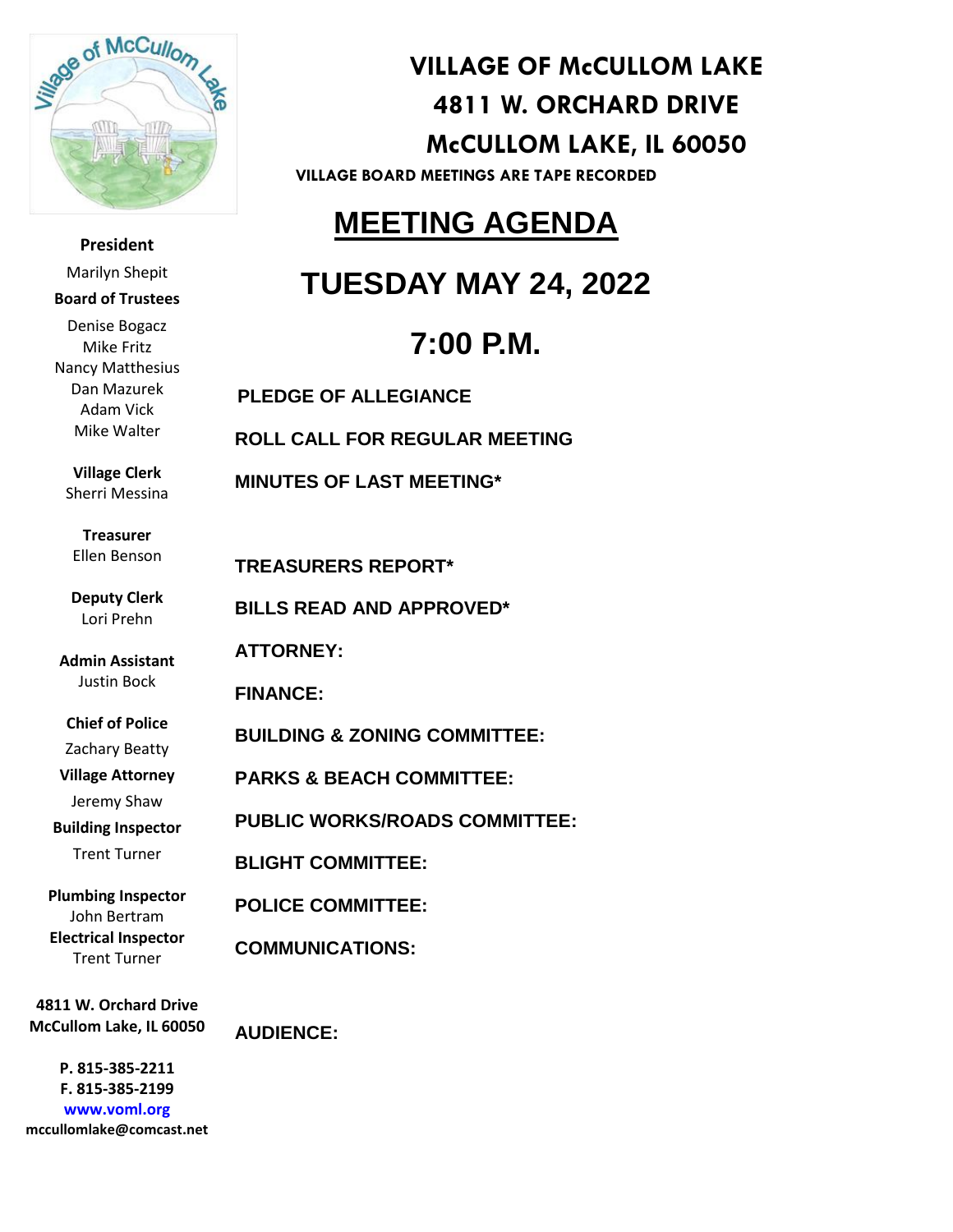# VILLAGE OF McCULLOM LAKE

## 4811 W. ORCHARD DRIVE

## McCULLOM LAKE, IL 60050

**VILLAGE BOARD MEETINGS ARE TAPE RECORDED**

# MEETING AGENDA

## TUESDAY MAY 24, 2022

## 7:00 P.M.

**PLEDGE OF ALLEGIANCE**

**ROLL CALL FOR REGULAR MEETING**

**MINUTES OF LAST MEETING***

**TREASURERS REPORT***

**BILLS READ AND APPROVED***

**ATTORNEY:**

**FINANCE:**

**BUILDING & ZONING COMMITTEE:**

**PARKS & BEACH COMMITTEE:**

**PUBLIC WORKS/ROADS COMMITTEE:**

**BLIGHT COMMITTEE:**

**POLICE COMMITTEE:**

**COMMUNICATIONS:**

**AUDIENCE:**

---

**President**
Marilyn Shepit

**Board of Trustees**
Denise Bogacz
Mike Fritz
Nancy Matthesius
Dan Mazurek
Adam Vick
Mike Walter

**Village Clerk**
Sherri Messina

**Treasurer**
Ellen Benson

**Deputy Clerk**
Lori Prehn

**Admin Assistant**
Justin Bock

**Chief of Police**
Zachary Beatty

**Village Attorney**
Jeremy Shaw

**Building Inspector**
Trent Turner

**Plumbing Inspector**
John Bertram

**Electrical Inspector**
Trent Turner

**4811 W. Orchard Drive**
**McCullom Lake, IL 60050**

**P. 815-385-2211**
**F. 815-385-2199**
**www.voml.org**
**mccullomlake@comcast.net**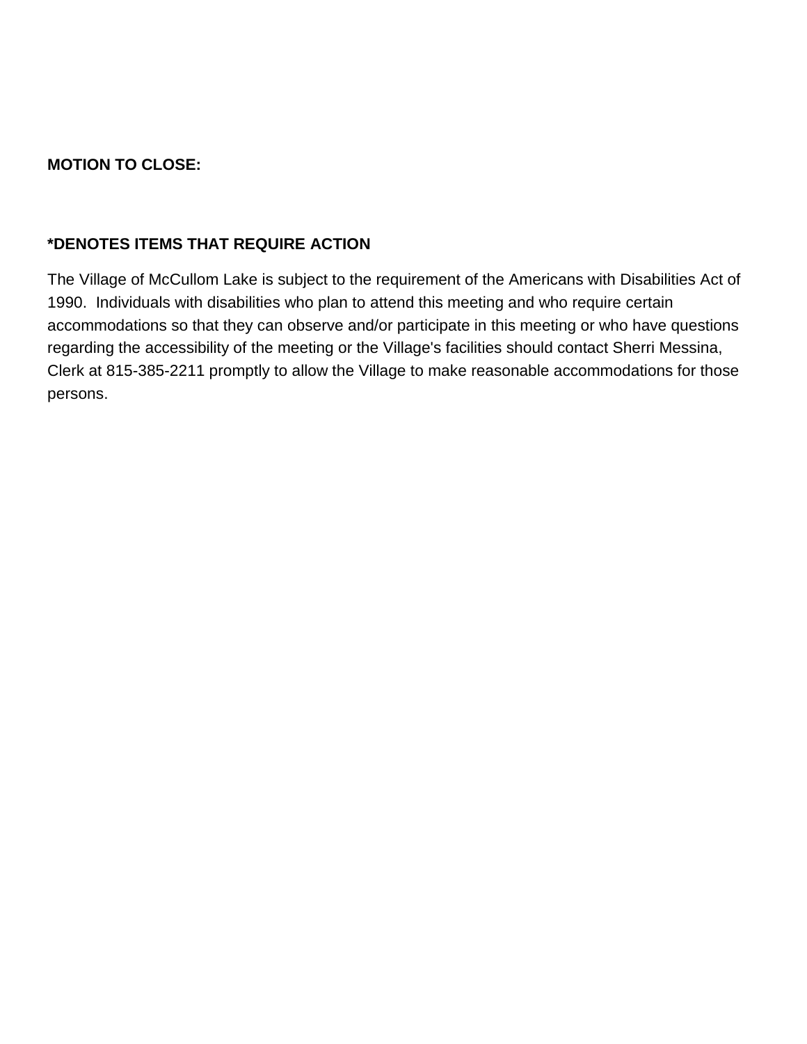**MOTION TO CLOSE:**

**\*DENOTES ITEMS THAT REQUIRE ACTION**

The Village of McCullom Lake is subject to the requirement of the Americans with Disabilities Act of 1990. Individuals with disabilities who plan to attend this meeting and who require certain accommodations so that they can observe and/or participate in this meeting or who have questions regarding the accessibility of the meeting or the Village's facilities should contact Sherri Messina, Clerk at 815-385-2211 promptly to allow the Village to make reasonable accommodations for those persons.